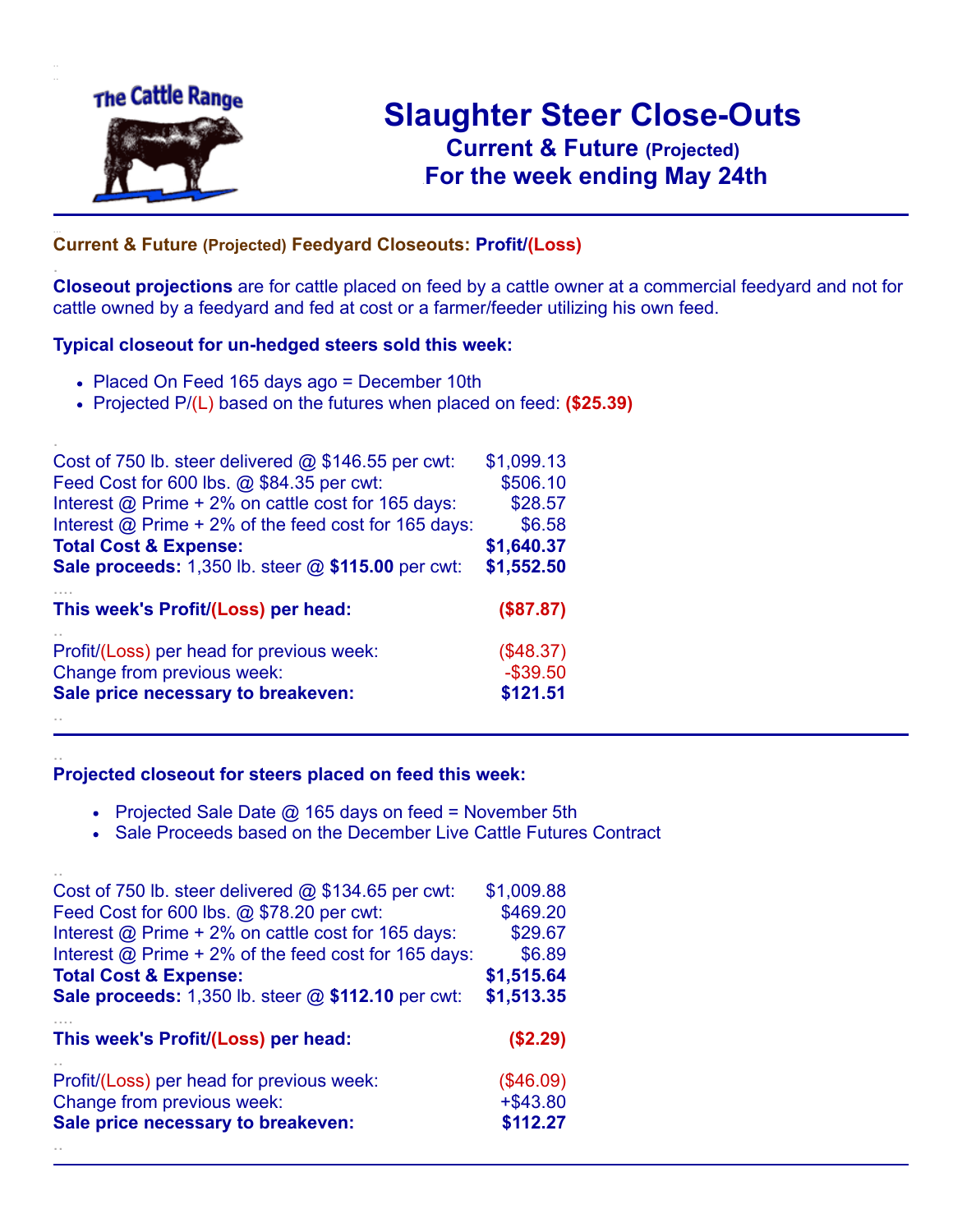The Cattle Range

# Slaughter Steer Close-Outs

## Current & Future (Projected)

## For the week ending May 24th

---

### Current & Future (Projected) Feedyard Closeouts: Profit/(Loss)

**Closeout projections** are for cattle placed on feed by a cattle owner at a commercial feedyard and not for cattle owned by a feedyard and fed at cost or a farmer/feeder utilizing his own feed.

**Typical closeout for un-hedged steers sold this week:**

- Placed On Feed 165 days ago = December 10th
- Projected P/(L) based on the futures when placed on feed: **($25.39)**

| | |
|---|---|
| Cost of 750 lb. steer delivered @ $146.55 per cwt: | $1,099.13 |
| Feed Cost for 600 lbs. @ $84.35 per cwt: | $506.10 |
| Interest @ Prime + 2% on cattle cost for 165 days: | $28.57 |
| Interest @ Prime + 2% of the feed cost for 165 days: | $6.58 |
| **Total Cost & Expense:** | **$1,640.37** |
| **Sale proceeds:** 1,350 lb. steer @ **$115.00** per cwt: | **$1,552.50** |
| **This week's Profit/(Loss) per head:** | **($87.87)** |
| Profit/(Loss) per head for previous week: | ($48.37) |
| Change from previous week: | -$39.50 |
| **Sale price necessary to breakeven:** | **$121.51** |

---

**Projected closeout for steers placed on feed this week:**

- Projected Sale Date @ 165 days on feed = November 5th
- Sale Proceeds based on the December Live Cattle Futures Contract

| | |
|---|---|
| Cost of 750 lb. steer delivered @ $134.65 per cwt: | $1,009.88 |
| Feed Cost for 600 lbs. @ $78.20 per cwt: | $469.20 |
| Interest @ Prime + 2% on cattle cost for 165 days: | $29.67 |
| Interest @ Prime + 2% of the feed cost for 165 days: | $6.89 |
| **Total Cost & Expense:** | **$1,515.64** |
| **Sale proceeds:** 1,350 lb. steer @ **$112.10** per cwt: | **$1,513.35** |
| **This week's Profit/(Loss) per head:** | **($2.29)** |
| Profit/(Loss) per head for previous week: | ($46.09) |
| Change from previous week: | +$43.80 |
| **Sale price necessary to breakeven:** | **$112.27** |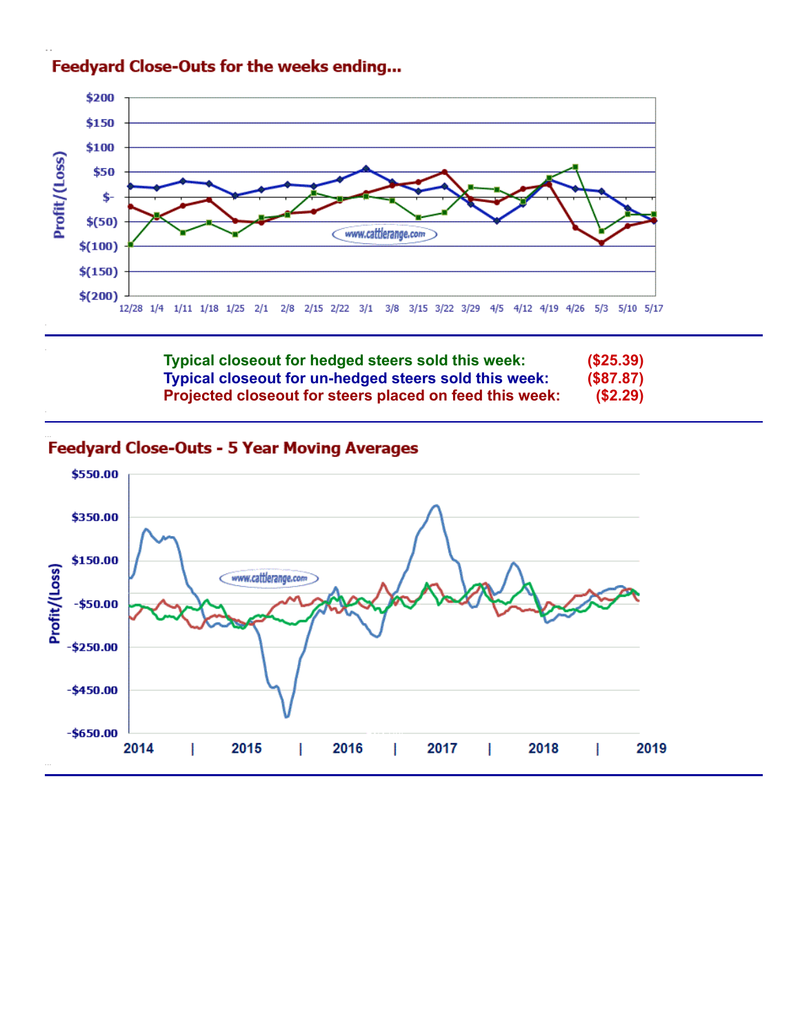## Feedyard Close-Outs for the weeks ending...

Profit/(Loss)

$200
$150
$100
$50
$-
$(50)
$(100)
$(150)
$(200)

12/28 1/4 1/11 1/18 1/25 2/1 2/8 2/15 2/22 3/1 3/8 3/15 3/22 3/29 4/5 4/12 4/19 4/26 5/3 5/10 5/17

www.cattlerange.com

| | |
|---|---|
| Typical closeout for hedged steers sold this week: | ($25.39) |
| Typical closeout for un-hedged steers sold this week: | ($87.87) |
| Projected closeout for steers placed on feed this week: | ($2.29) |

## Feedyard Close-Outs - 5 Year Moving Averages

Profit/(Loss)

$550.00
$350.00
$150.00
-$50.00
-$250.00
-$450.00
-$650.00

2014 | 2015 | 2016 | 2017 | 2018 | 2019

www.cattlerange.com